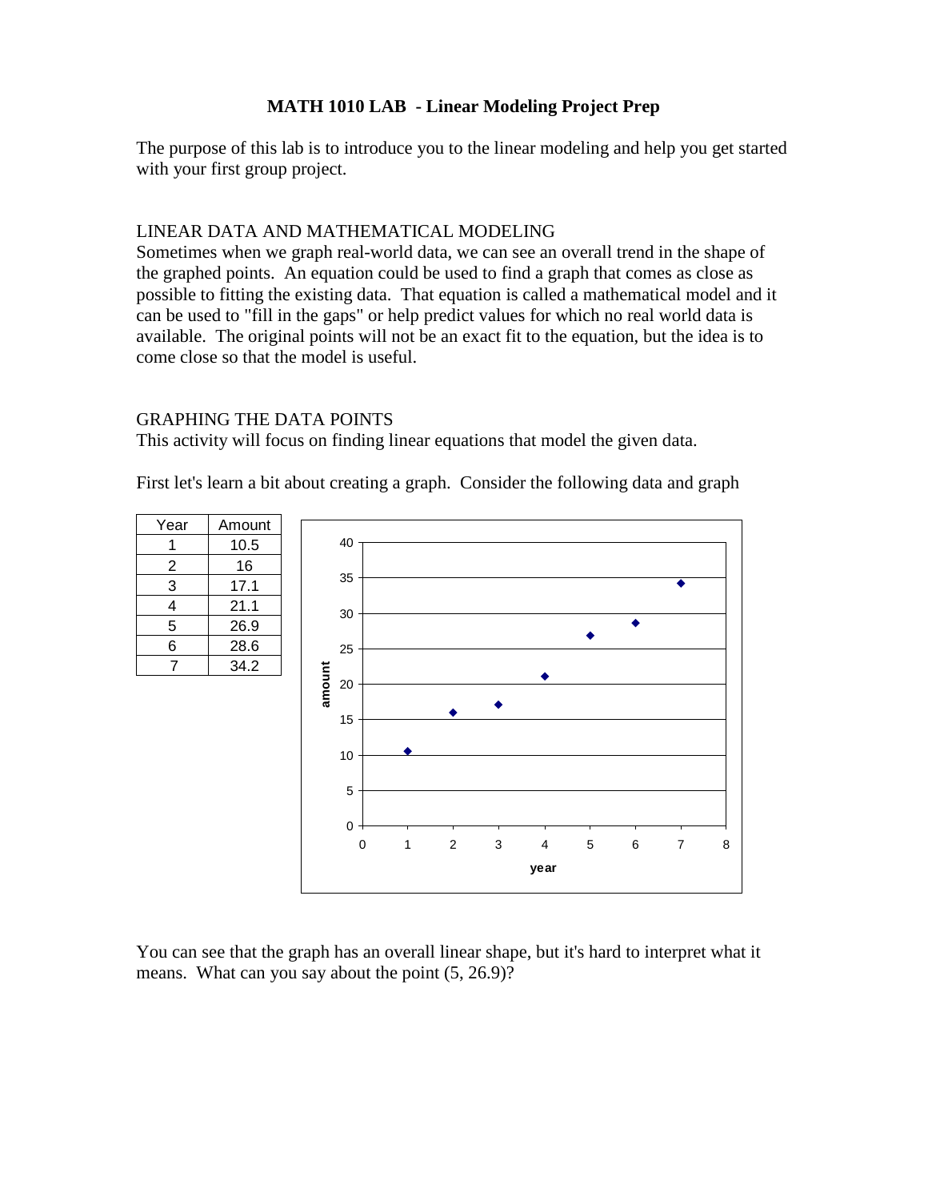# MATH 1010 LAB - Linear Modeling Project Prep

The purpose of this lab is to introduce you to the linear modeling and help you get started with your first group project.

## LINEAR DATA AND MATHEMATICAL MODELING

Sometimes when we graph real-world data, we can see an overall trend in the shape of the graphed points. An equation could be used to find a graph that comes as close as possible to fitting the existing data. That equation is called a mathematical model and it can be used to "fill in the gaps" or help predict values for which no real world data is available. The original points will not be an exact fit to the equation, but the idea is to come close so that the model is useful.

## GRAPHING THE DATA POINTS

This activity will focus on finding linear equations that model the given data.

First let's learn a bit about creating a graph. Consider the following data and graph

| Year | Amount |
|---|---|
| 1 | 10.5 |
| 2 | 16 |
| 3 | 17.1 |
| 4 | 21.1 |
| 5 | 26.9 |
| 6 | 28.6 |
| 7 | 34.2 |

You can see that the graph has an overall linear shape, but it's hard to interpret what it means. What can you say about the point (5, 26.9)?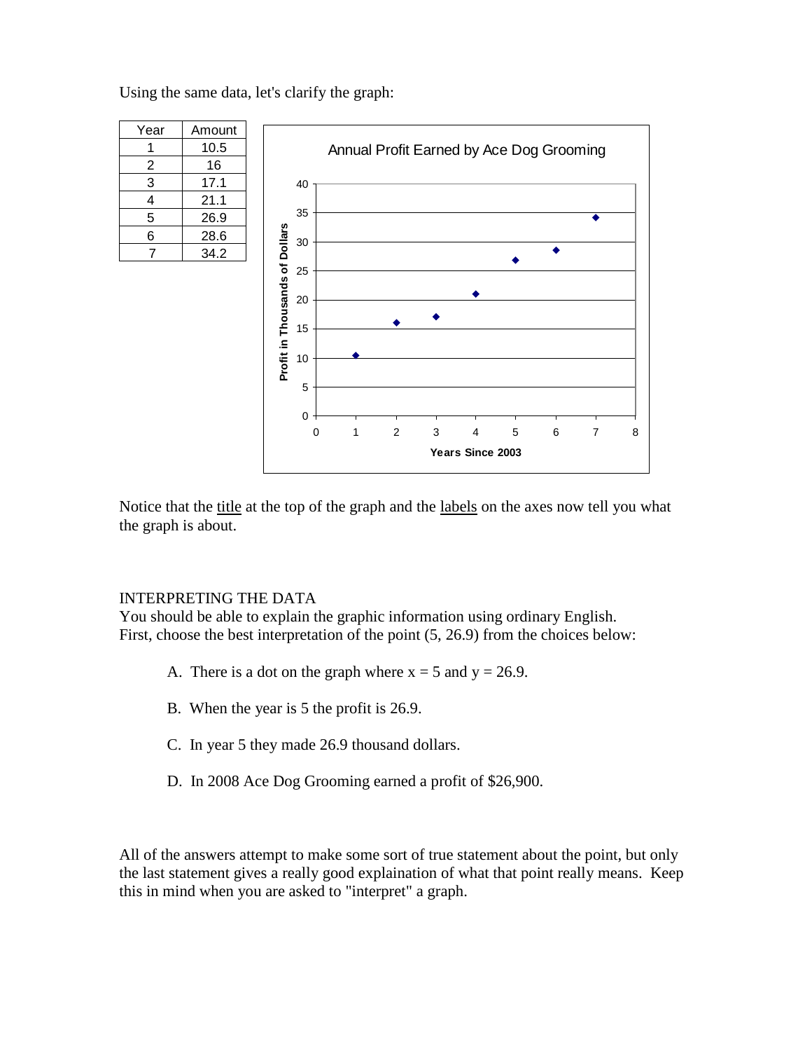Using the same data, let's clarify the graph:

| Year | Amount |
|---|---|
| 1 | 10.5 |
| 2 | 16 |
| 3 | 17.1 |
| 4 | 21.1 |
| 5 | 26.9 |
| 6 | 28.6 |
| 7 | 34.2 |

Annual Profit Earned by Ace Dog Grooming

Notice that the title at the top of the graph and the labels on the axes now tell you what the graph is about.

INTERPRETING THE DATA

You should be able to explain the graphic information using ordinary English.
First, choose the best interpretation of the point (5, 26.9) from the choices below:

A. There is a dot on the graph where $x = 5$ and $y = 26.9$.

B. When the year is 5 the profit is 26.9.

C. In year 5 they made 26.9 thousand dollars.

D. In 2008 Ace Dog Grooming earned a profit of $26,900.

All of the answers attempt to make some sort of true statement about the point, but only the last statement gives a really good explaination of what that point really means. Keep this in mind when you are asked to "interpret" a graph.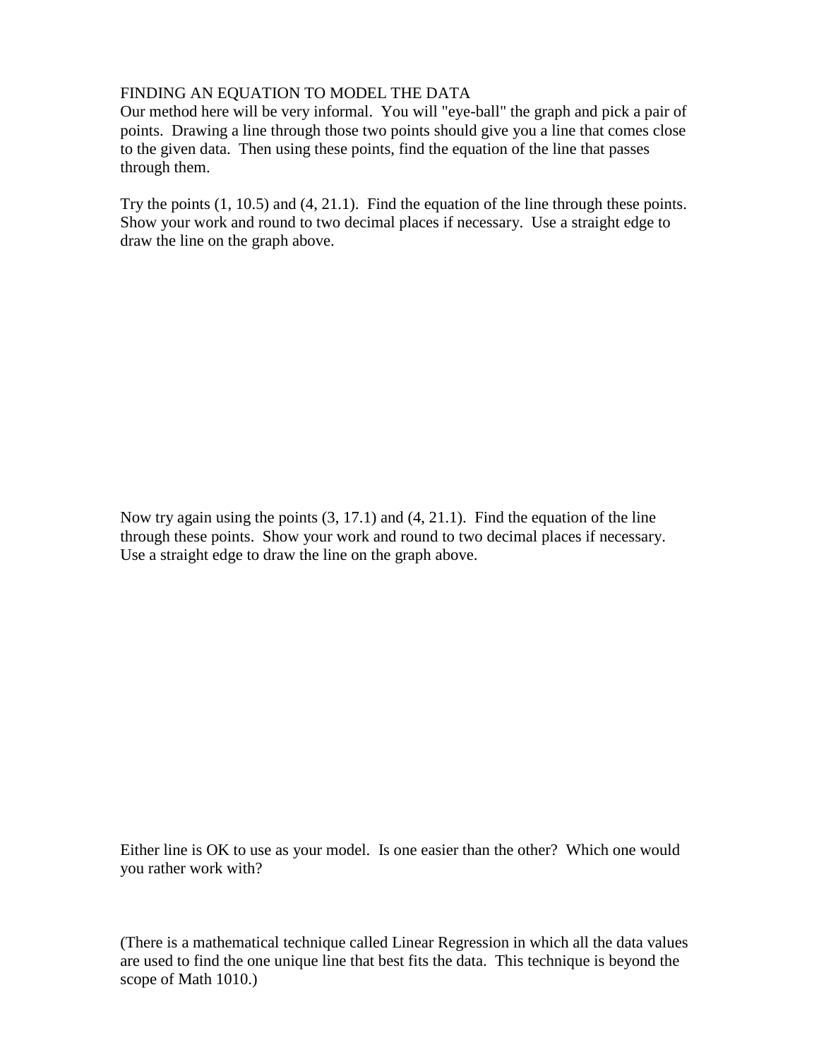FINDING AN EQUATION TO MODEL THE DATA

Our method here will be very informal. You will "eye-ball" the graph and pick a pair of points. Drawing a line through those two points should give you a line that comes close to the given data. Then using these points, find the equation of the line that passes through them.

Try the points (1, 10.5) and (4, 21.1). Find the equation of the line through these points. Show your work and round to two decimal places if necessary. Use a straight edge to draw the line on the graph above.

Now try again using the points (3, 17.1) and (4, 21.1). Find the equation of the line through these points. Show your work and round to two decimal places if necessary. Use a straight edge to draw the line on the graph above.

Either line is OK to use as your model. Is one easier than the other? Which one would you rather work with?

(There is a mathematical technique called Linear Regression in which all the data values are used to find the one unique line that best fits the data. This technique is beyond the scope of Math 1010.)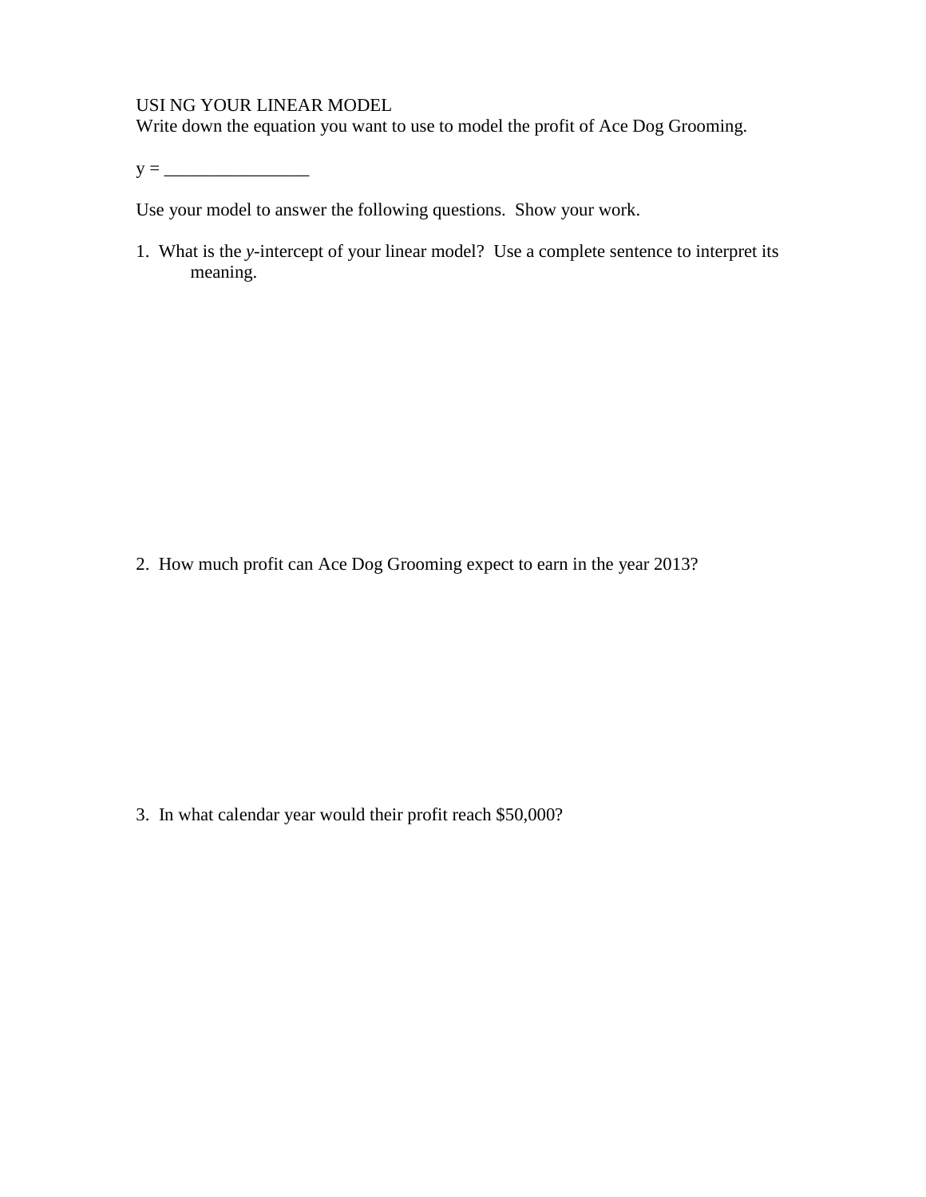USI NG YOUR LINEAR MODEL

Write down the equation you want to use to model the profit of Ace Dog Grooming.

y = ________________

Use your model to answer the following questions. Show your work.

1. What is the *y*-intercept of your linear model? Use a complete sentence to interpret its meaning.

2. How much profit can Ace Dog Grooming expect to earn in the year 2013?

3. In what calendar year would their profit reach $50,000?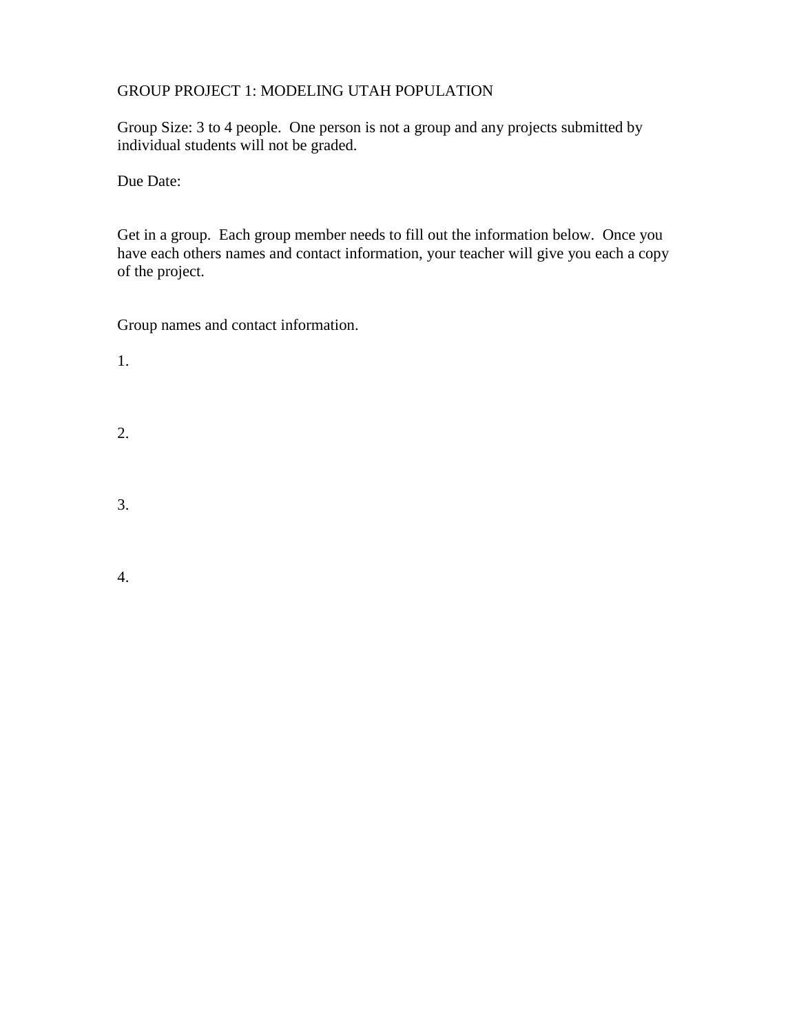GROUP PROJECT 1: MODELING UTAH POPULATION

Group Size: 3 to 4 people. One person is not a group and any projects submitted by individual students will not be graded.

Due Date:

Get in a group. Each group member needs to fill out the information below. Once you have each others names and contact information, your teacher will give you each a copy of the project.

Group names and contact information.

1.

2.

3.

4.